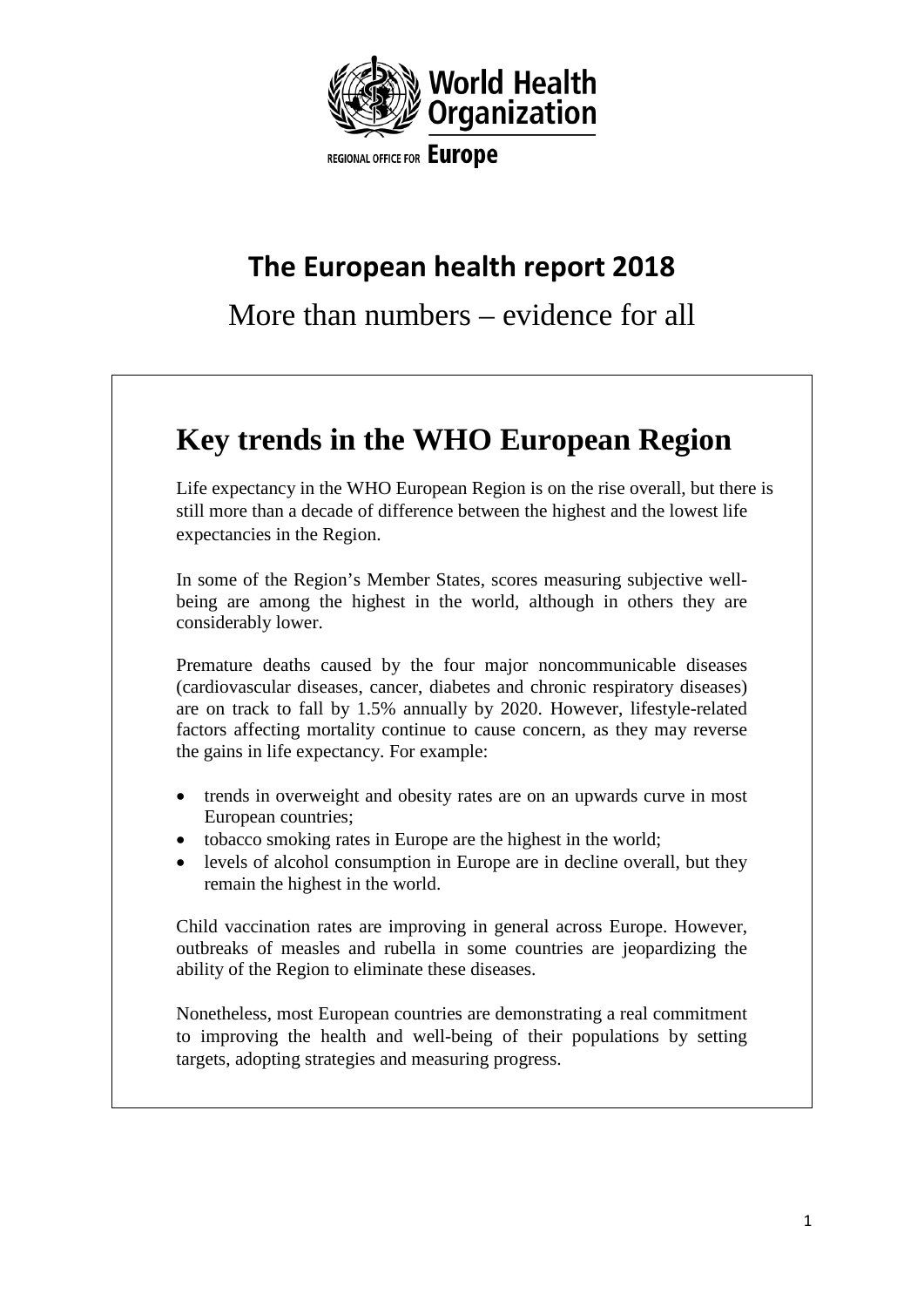World Health Organization

REGIONAL OFFICE FOR Europe

# The European health report 2018

More than numbers – evidence for all

## Key trends in the WHO European Region

Life expectancy in the WHO European Region is on the rise overall, but there is still more than a decade of difference between the highest and the lowest life expectancies in the Region.

In some of the Region's Member States, scores measuring subjective well-being are among the highest in the world, although in others they are considerably lower.

Premature deaths caused by the four major noncommunicable diseases (cardiovascular diseases, cancer, diabetes and chronic respiratory diseases) are on track to fall by 1.5% annually by 2020. However, lifestyle-related factors affecting mortality continue to cause concern, as they may reverse the gains in life expectancy. For example:

- trends in overweight and obesity rates are on an upwards curve in most European countries;
- tobacco smoking rates in Europe are the highest in the world;
- levels of alcohol consumption in Europe are in decline overall, but they remain the highest in the world.

Child vaccination rates are improving in general across Europe. However, outbreaks of measles and rubella in some countries are jeopardizing the ability of the Region to eliminate these diseases.

Nonetheless, most European countries are demonstrating a real commitment to improving the health and well-being of their populations by setting targets, adopting strategies and measuring progress.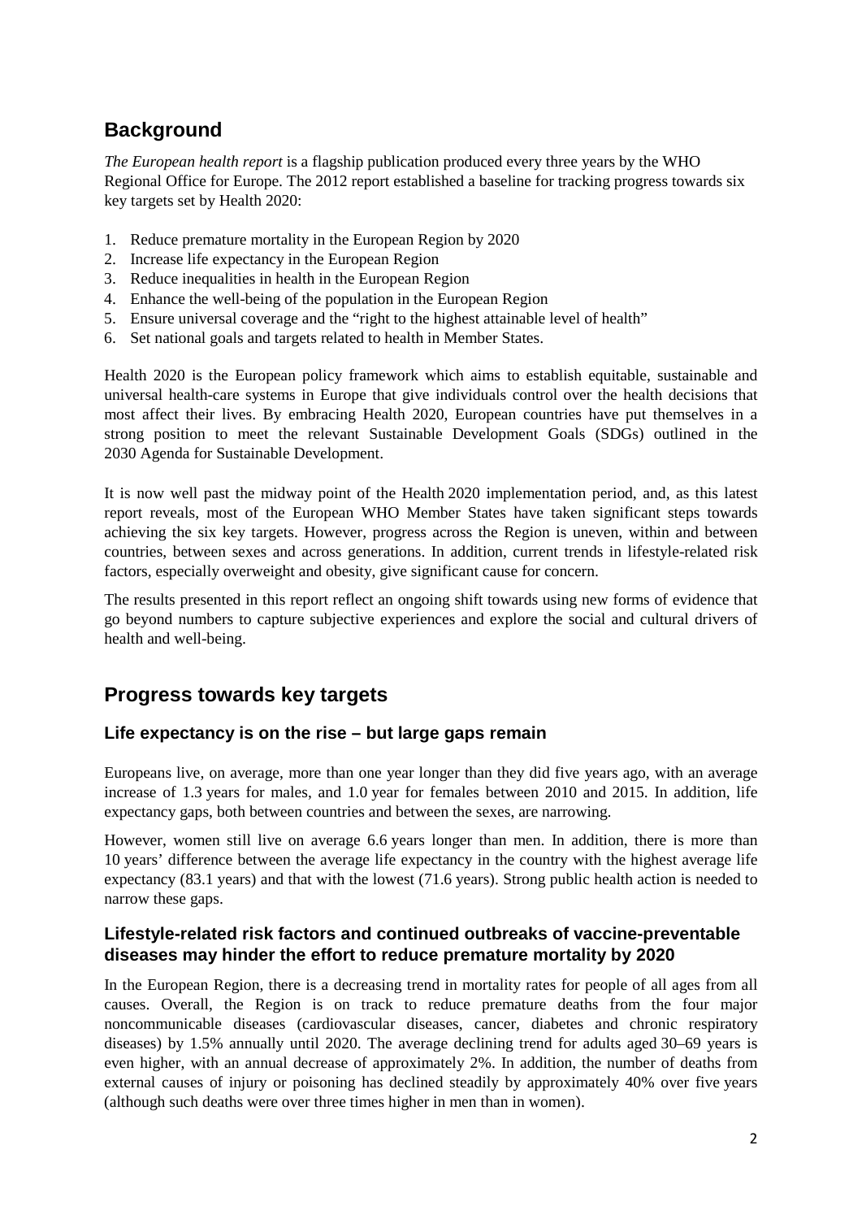## Background

*The European health report* is a flagship publication produced every three years by the WHO Regional Office for Europe. The 2012 report established a baseline for tracking progress towards six key targets set by Health 2020:

1. Reduce premature mortality in the European Region by 2020
2. Increase life expectancy in the European Region
3. Reduce inequalities in health in the European Region
4. Enhance the well-being of the population in the European Region
5. Ensure universal coverage and the "right to the highest attainable level of health"
6. Set national goals and targets related to health in Member States.

Health 2020 is the European policy framework which aims to establish equitable, sustainable and universal health-care systems in Europe that give individuals control over the health decisions that most affect their lives. By embracing Health 2020, European countries have put themselves in a strong position to meet the relevant Sustainable Development Goals (SDGs) outlined in the 2030 Agenda for Sustainable Development.

It is now well past the midway point of the Health 2020 implementation period, and, as this latest report reveals, most of the European WHO Member States have taken significant steps towards achieving the six key targets. However, progress across the Region is uneven, within and between countries, between sexes and across generations. In addition, current trends in lifestyle-related risk factors, especially overweight and obesity, give significant cause for concern.

The results presented in this report reflect an ongoing shift towards using new forms of evidence that go beyond numbers to capture subjective experiences and explore the social and cultural drivers of health and well-being.

## Progress towards key targets

### Life expectancy is on the rise – but large gaps remain

Europeans live, on average, more than one year longer than they did five years ago, with an average increase of 1.3 years for males, and 1.0 year for females between 2010 and 2015. In addition, life expectancy gaps, both between countries and between the sexes, are narrowing.

However, women still live on average 6.6 years longer than men. In addition, there is more than 10 years' difference between the average life expectancy in the country with the highest average life expectancy (83.1 years) and that with the lowest (71.6 years). Strong public health action is needed to narrow these gaps.

### Lifestyle-related risk factors and continued outbreaks of vaccine-preventable diseases may hinder the effort to reduce premature mortality by 2020

In the European Region, there is a decreasing trend in mortality rates for people of all ages from all causes. Overall, the Region is on track to reduce premature deaths from the four major noncommunicable diseases (cardiovascular diseases, cancer, diabetes and chronic respiratory diseases) by 1.5% annually until 2020. The average declining trend for adults aged 30–69 years is even higher, with an annual decrease of approximately 2%. In addition, the number of deaths from external causes of injury or poisoning has declined steadily by approximately 40% over five years (although such deaths were over three times higher in men than in women).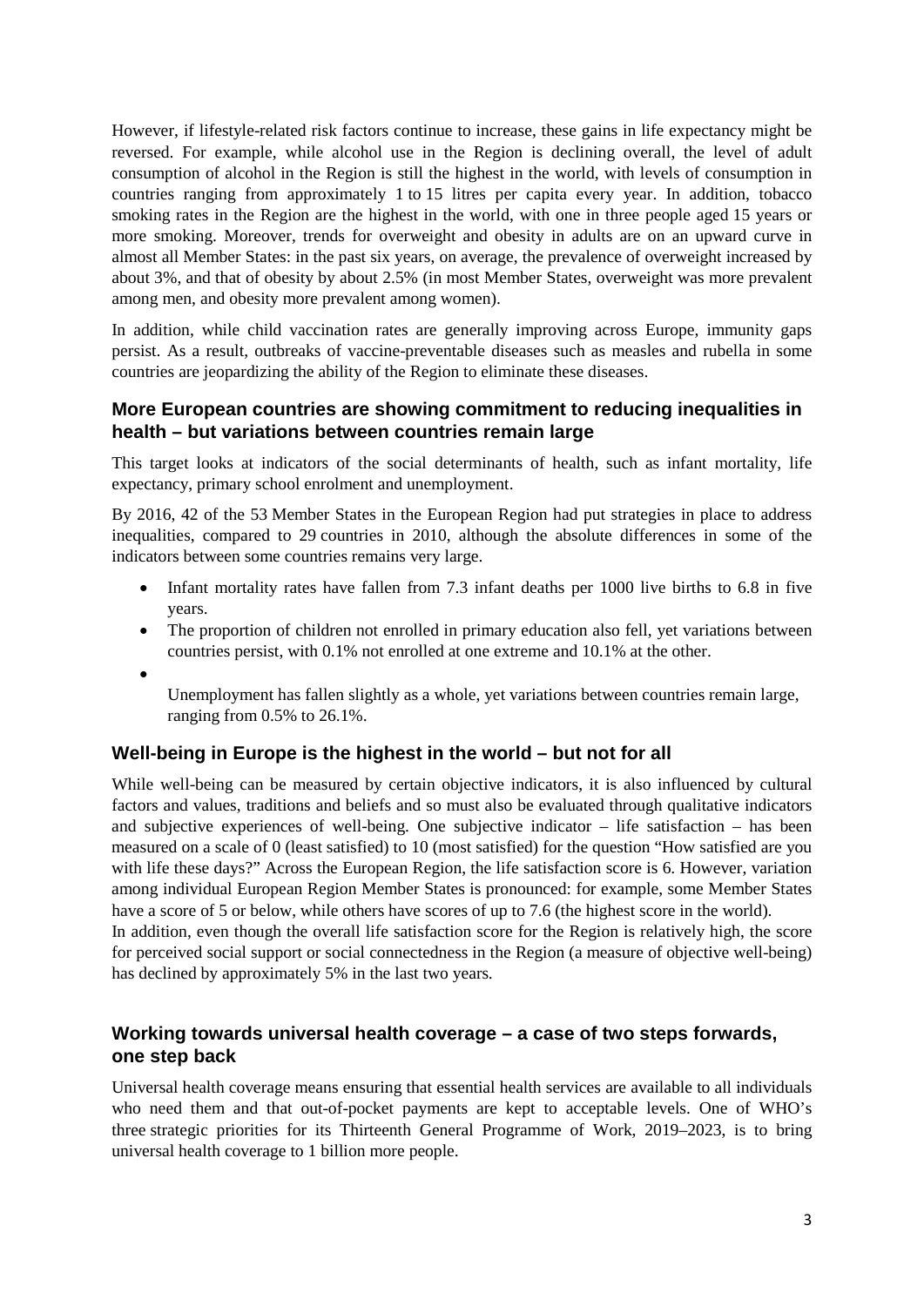However, if lifestyle-related risk factors continue to increase, these gains in life expectancy might be reversed. For example, while alcohol use in the Region is declining overall, the level of adult consumption of alcohol in the Region is still the highest in the world, with levels of consumption in countries ranging from approximately 1 to 15 litres per capita every year. In addition, tobacco smoking rates in the Region are the highest in the world, with one in three people aged 15 years or more smoking. Moreover, trends for overweight and obesity in adults are on an upward curve in almost all Member States: in the past six years, on average, the prevalence of overweight increased by about 3%, and that of obesity by about 2.5% (in most Member States, overweight was more prevalent among men, and obesity more prevalent among women).

In addition, while child vaccination rates are generally improving across Europe, immunity gaps persist. As a result, outbreaks of vaccine-preventable diseases such as measles and rubella in some countries are jeopardizing the ability of the Region to eliminate these diseases.

## More European countries are showing commitment to reducing inequalities in health – but variations between countries remain large

This target looks at indicators of the social determinants of health, such as infant mortality, life expectancy, primary school enrolment and unemployment.

By 2016, 42 of the 53 Member States in the European Region had put strategies in place to address inequalities, compared to 29 countries in 2010, although the absolute differences in some of the indicators between some countries remains very large.

- Infant mortality rates have fallen from 7.3 infant deaths per 1000 live births to 6.8 in five years.
- The proportion of children not enrolled in primary education also fell, yet variations between countries persist, with 0.1% not enrolled at one extreme and 10.1% at the other.
- Unemployment has fallen slightly as a whole, yet variations between countries remain large, ranging from 0.5% to 26.1%.

## Well-being in Europe is the highest in the world – but not for all

While well-being can be measured by certain objective indicators, it is also influenced by cultural factors and values, traditions and beliefs and so must also be evaluated through qualitative indicators and subjective experiences of well-being. One subjective indicator – life satisfaction – has been measured on a scale of 0 (least satisfied) to 10 (most satisfied) for the question "How satisfied are you with life these days?" Across the European Region, the life satisfaction score is 6. However, variation among individual European Region Member States is pronounced: for example, some Member States have a score of 5 or below, while others have scores of up to 7.6 (the highest score in the world).
In addition, even though the overall life satisfaction score for the Region is relatively high, the score for perceived social support or social connectedness in the Region (a measure of objective well-being) has declined by approximately 5% in the last two years.

## Working towards universal health coverage – a case of two steps forwards, one step back

Universal health coverage means ensuring that essential health services are available to all individuals who need them and that out-of-pocket payments are kept to acceptable levels. One of WHO's three strategic priorities for its Thirteenth General Programme of Work, 2019–2023, is to bring universal health coverage to 1 billion more people.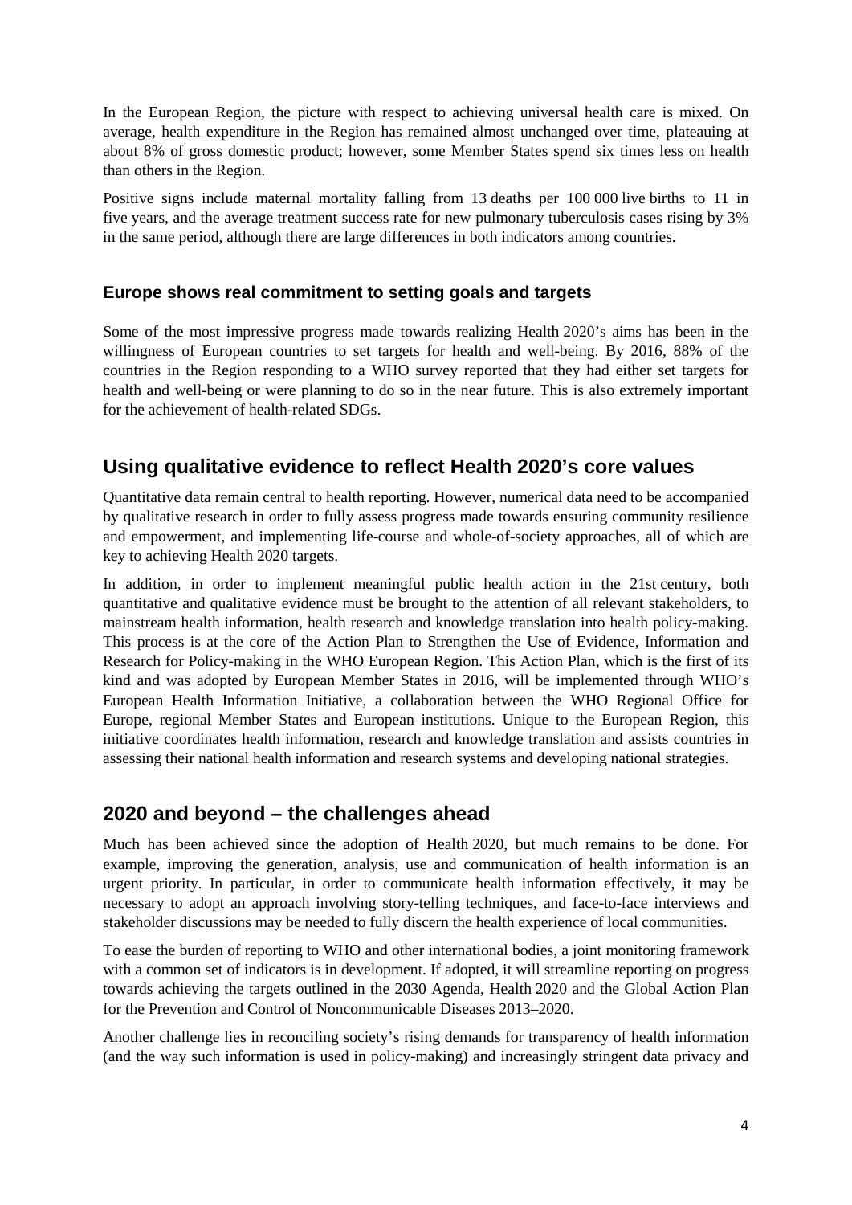In the European Region, the picture with respect to achieving universal health care is mixed. On average, health expenditure in the Region has remained almost unchanged over time, plateauing at about 8% of gross domestic product; however, some Member States spend six times less on health than others in the Region.

Positive signs include maternal mortality falling from 13 deaths per 100 000 live births to 11 in five years, and the average treatment success rate for new pulmonary tuberculosis cases rising by 3% in the same period, although there are large differences in both indicators among countries.

### Europe shows real commitment to setting goals and targets

Some of the most impressive progress made towards realizing Health 2020's aims has been in the willingness of European countries to set targets for health and well-being. By 2016, 88% of the countries in the Region responding to a WHO survey reported that they had either set targets for health and well-being or were planning to do so in the near future. This is also extremely important for the achievement of health-related SDGs.

## Using qualitative evidence to reflect Health 2020's core values

Quantitative data remain central to health reporting. However, numerical data need to be accompanied by qualitative research in order to fully assess progress made towards ensuring community resilience and empowerment, and implementing life-course and whole-of-society approaches, all of which are key to achieving Health 2020 targets.

In addition, in order to implement meaningful public health action in the 21st century, both quantitative and qualitative evidence must be brought to the attention of all relevant stakeholders, to mainstream health information, health research and knowledge translation into health policy-making. This process is at the core of the Action Plan to Strengthen the Use of Evidence, Information and Research for Policy-making in the WHO European Region. This Action Plan, which is the first of its kind and was adopted by European Member States in 2016, will be implemented through WHO's European Health Information Initiative, a collaboration between the WHO Regional Office for Europe, regional Member States and European institutions. Unique to the European Region, this initiative coordinates health information, research and knowledge translation and assists countries in assessing their national health information and research systems and developing national strategies.

## 2020 and beyond – the challenges ahead

Much has been achieved since the adoption of Health 2020, but much remains to be done. For example, improving the generation, analysis, use and communication of health information is an urgent priority. In particular, in order to communicate health information effectively, it may be necessary to adopt an approach involving story-telling techniques, and face-to-face interviews and stakeholder discussions may be needed to fully discern the health experience of local communities.

To ease the burden of reporting to WHO and other international bodies, a joint monitoring framework with a common set of indicators is in development. If adopted, it will streamline reporting on progress towards achieving the targets outlined in the 2030 Agenda, Health 2020 and the Global Action Plan for the Prevention and Control of Noncommunicable Diseases 2013–2020.

Another challenge lies in reconciling society's rising demands for transparency of health information (and the way such information is used in policy-making) and increasingly stringent data privacy and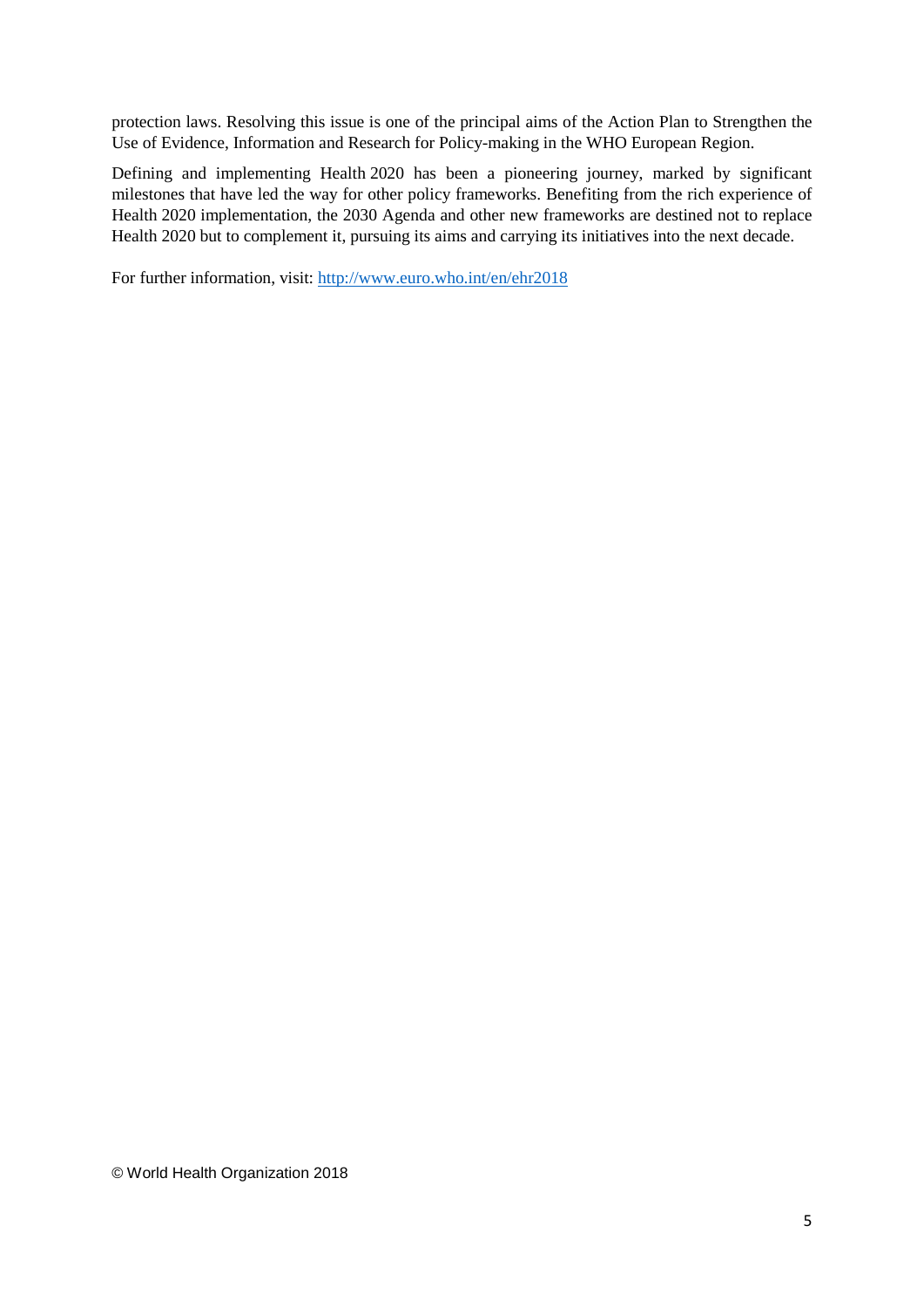protection laws. Resolving this issue is one of the principal aims of the Action Plan to Strengthen the Use of Evidence, Information and Research for Policy-making in the WHO European Region.

Defining and implementing Health 2020 has been a pioneering journey, marked by significant milestones that have led the way for other policy frameworks. Benefiting from the rich experience of Health 2020 implementation, the 2030 Agenda and other new frameworks are destined not to replace Health 2020 but to complement it, pursuing its aims and carrying its initiatives into the next decade.

For further information, visit: http://www.euro.who.int/en/ehr2018

© World Health Organization 2018